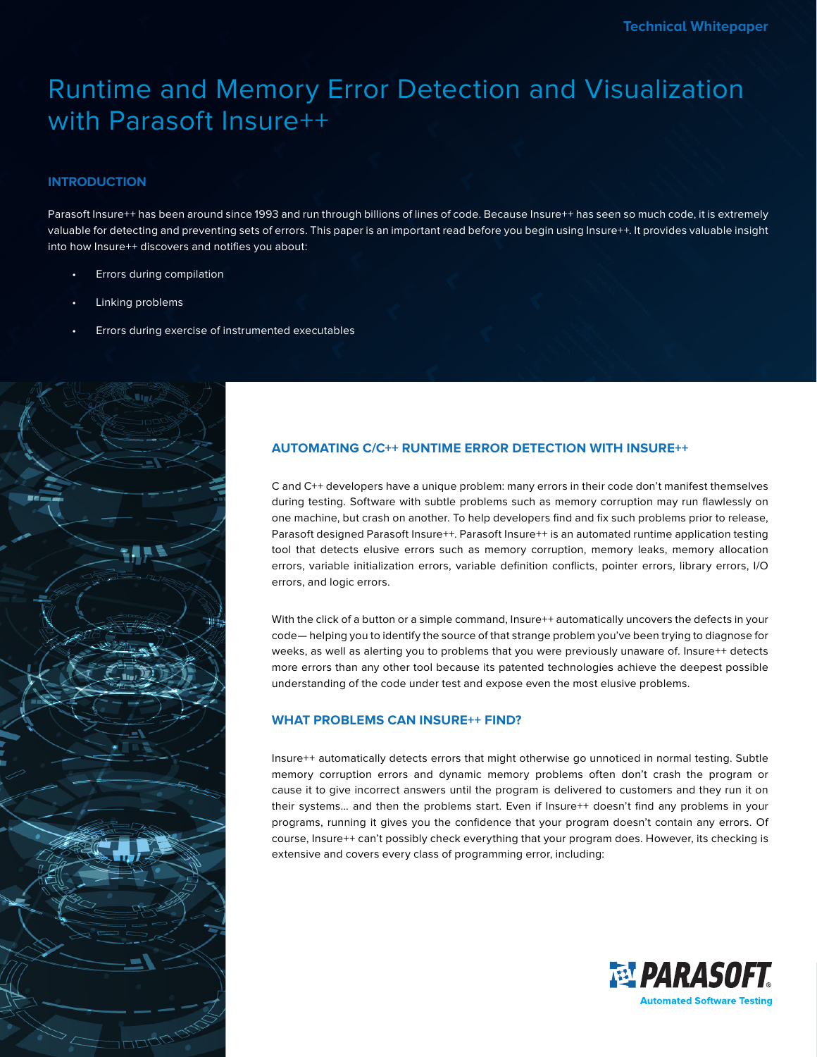Technical Whitepaper

# Runtime and Memory Error Detection and Visualization with Parasoft Insure++

## INTRODUCTION

Parasoft Insure++ has been around since 1993 and run through billions of lines of code. Because Insure++ has seen so much code, it is extremely valuable for detecting and preventing sets of errors. This paper is an important read before you begin using Insure++. It provides valuable insight into how Insure++ discovers and notifies you about:

- Errors during compilation
- Linking problems
- Errors during exercise of instrumented executables

## AUTOMATING C/C++ RUNTIME ERROR DETECTION WITH INSURE++

C and C++ developers have a unique problem: many errors in their code don't manifest themselves during testing. Software with subtle problems such as memory corruption may run flawlessly on one machine, but crash on another. To help developers find and fix such problems prior to release, Parasoft designed Parasoft Insure++. Parasoft Insure++ is an automated runtime application testing tool that detects elusive errors such as memory corruption, memory leaks, memory allocation errors, variable initialization errors, variable definition conflicts, pointer errors, library errors, I/O errors, and logic errors.

With the click of a button or a simple command, Insure++ automatically uncovers the defects in your code— helping you to identify the source of that strange problem you've been trying to diagnose for weeks, as well as alerting you to problems that you were previously unaware of. Insure++ detects more errors than any other tool because its patented technologies achieve the deepest possible understanding of the code under test and expose even the most elusive problems.

## WHAT PROBLEMS CAN INSURE++ FIND?

Insure++ automatically detects errors that might otherwise go unnoticed in normal testing. Subtle memory corruption errors and dynamic memory problems often don't crash the program or cause it to give incorrect answers until the program is delivered to customers and they run it on their systems… and then the problems start. Even if Insure++ doesn't find any problems in your programs, running it gives you the confidence that your program doesn't contain any errors. Of course, Insure++ can't possibly check everything that your program does. However, its checking is extensive and covers every class of programming error, including:

PARASOFT®
Automated Software Testing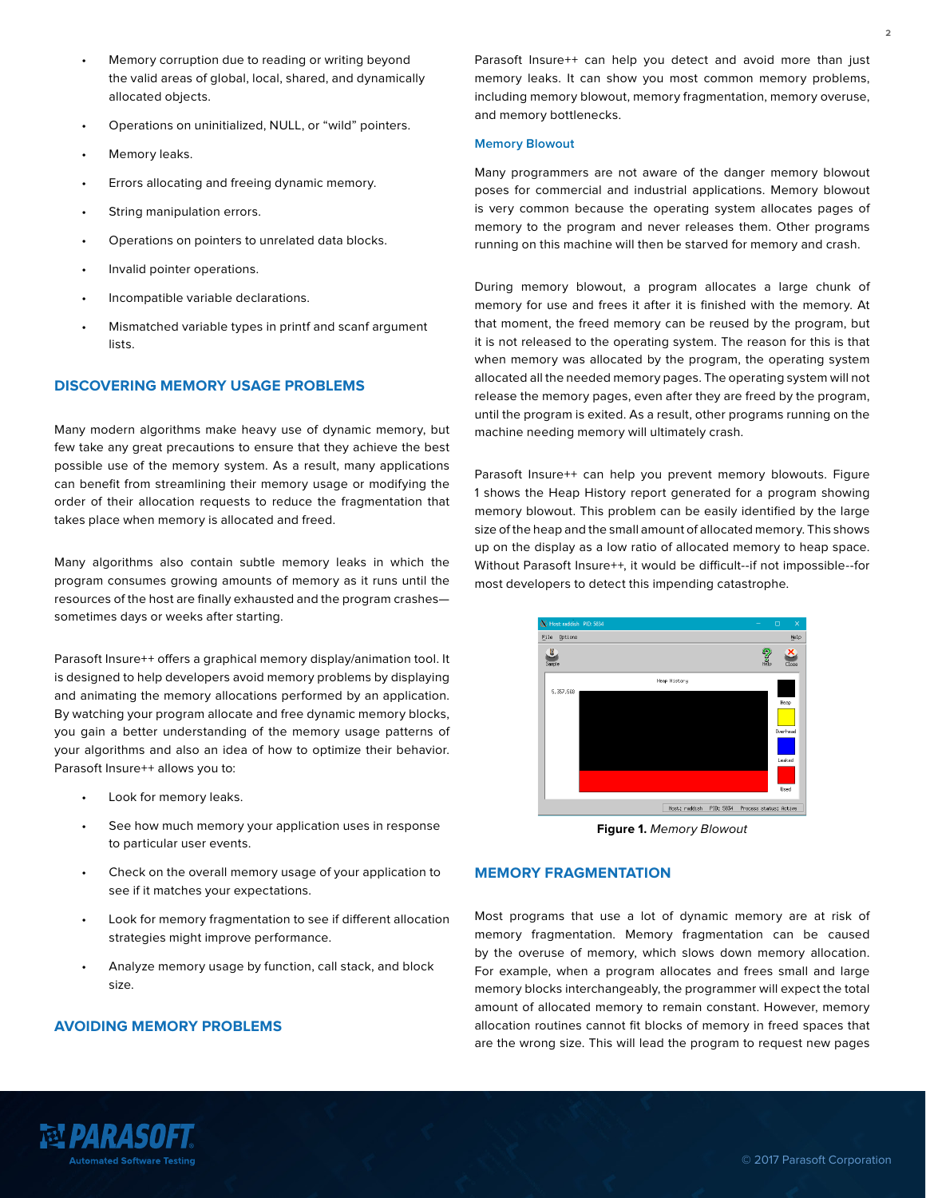- Memory corruption due to reading or writing beyond the valid areas of global, local, shared, and dynamically allocated objects.
- Operations on uninitialized, NULL, or "wild" pointers.
- Memory leaks.
- Errors allocating and freeing dynamic memory.
- String manipulation errors.
- Operations on pointers to unrelated data blocks.
- Invalid pointer operations.
- Incompatible variable declarations.
- Mismatched variable types in printf and scanf argument lists.

## DISCOVERING MEMORY USAGE PROBLEMS

Many modern algorithms make heavy use of dynamic memory, but few take any great precautions to ensure that they achieve the best possible use of the memory system. As a result, many applications can benefit from streamlining their memory usage or modifying the order of their allocation requests to reduce the fragmentation that takes place when memory is allocated and freed.

Many algorithms also contain subtle memory leaks in which the program consumes growing amounts of memory as it runs until the resources of the host are finally exhausted and the program crashes—sometimes days or weeks after starting.

Parasoft Insure++ offers a graphical memory display/animation tool. It is designed to help developers avoid memory problems by displaying and animating the memory allocations performed by an application. By watching your program allocate and free dynamic memory blocks, you gain a better understanding of the memory usage patterns of your algorithms and also an idea of how to optimize their behavior. Parasoft Insure++ allows you to:

- Look for memory leaks.
- See how much memory your application uses in response to particular user events.
- Check on the overall memory usage of your application to see if it matches your expectations.
- Look for memory fragmentation to see if different allocation strategies might improve performance.
- Analyze memory usage by function, call stack, and block size.

## AVOIDING MEMORY PROBLEMS

Parasoft Insure++ can help you detect and avoid more than just memory leaks. It can show you most common memory problems, including memory blowout, memory fragmentation, memory overuse, and memory bottlenecks.

### Memory Blowout

Many programmers are not aware of the danger memory blowout poses for commercial and industrial applications. Memory blowout is very common because the operating system allocates pages of memory to the program and never releases them. Other programs running on this machine will then be starved for memory and crash.

During memory blowout, a program allocates a large chunk of memory for use and frees it after it is finished with the memory. At that moment, the freed memory can be reused by the program, but it is not released to the operating system. The reason for this is that when memory was allocated by the program, the operating system allocated all the needed memory pages. The operating system will not release the memory pages, even after they are freed by the program, until the program is exited. As a result, other programs running on the machine needing memory will ultimately crash.

Parasoft Insure++ can help you prevent memory blowouts. Figure 1 shows the Heap History report generated for a program showing memory blowout. This problem can be easily identified by the large size of the heap and the small amount of allocated memory. This shows up on the display as a low ratio of allocated memory to heap space. Without Parasoft Insure++, it would be difficult--if not impossible--for most developers to detect this impending catastrophe.

**Figure 1.** *Memory Blowout*

## MEMORY FRAGMENTATION

Most programs that use a lot of dynamic memory are at risk of memory fragmentation. Memory fragmentation can be caused by the overuse of memory, which slows down memory allocation. For example, when a program allocates and frees small and large memory blocks interchangeably, the programmer will expect the total amount of allocated memory to remain constant. However, memory allocation routines cannot fit blocks of memory in freed spaces that are the wrong size. This will lead the program to request new pages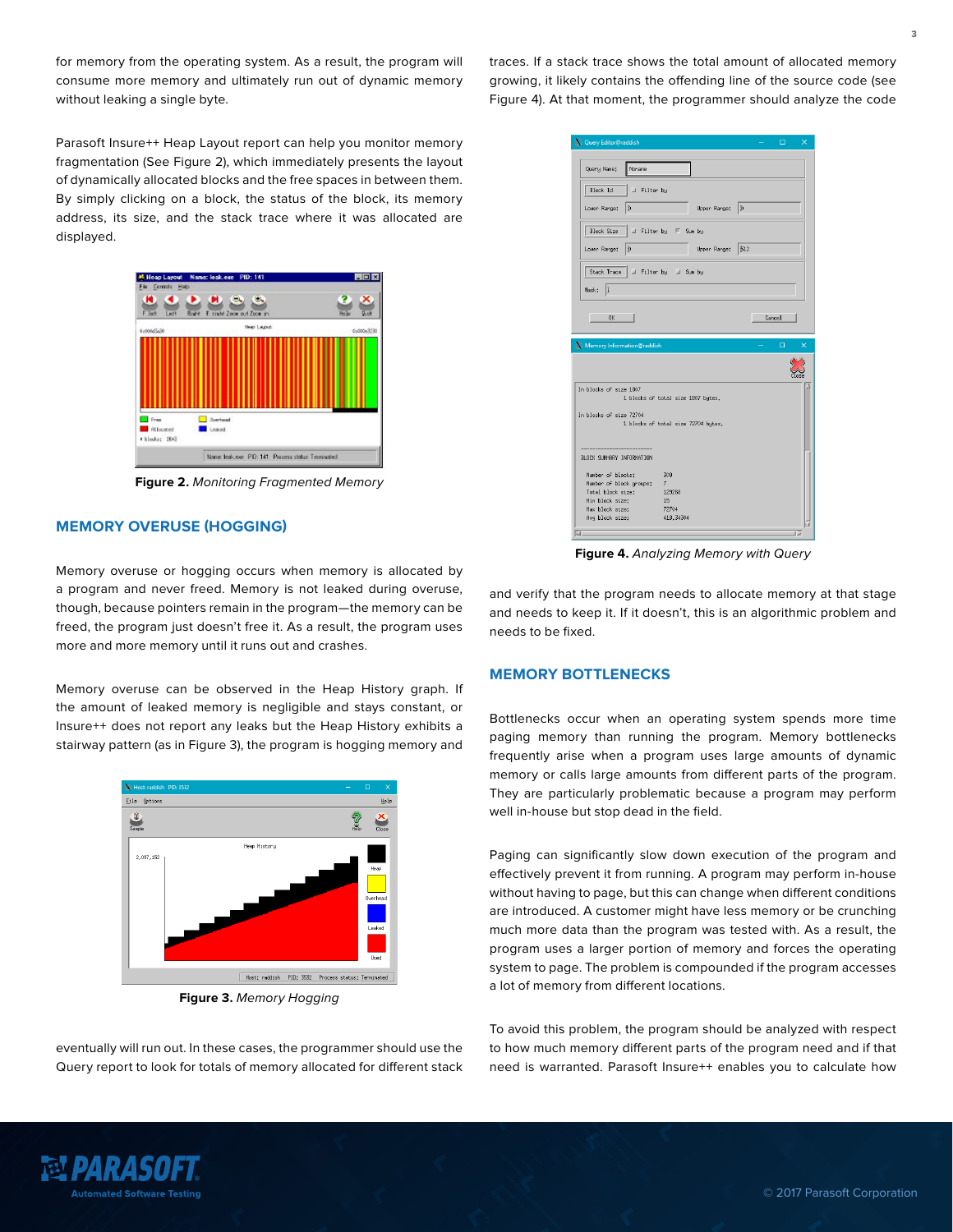for memory from the operating system. As a result, the program will consume more memory and ultimately run out of dynamic memory without leaking a single byte.

Parasoft Insure++ Heap Layout report can help you monitor memory fragmentation (See Figure 2), which immediately presents the layout of dynamically allocated blocks and the free spaces in between them. By simply clicking on a block, the status of the block, its memory address, its size, and the stack trace where it was allocated are displayed.

**Figure 2.** *Monitoring Fragmented Memory*

## MEMORY OVERUSE (HOGGING)

Memory overuse or hogging occurs when memory is allocated by a program and never freed. Memory is not leaked during overuse, though, because pointers remain in the program—the memory can be freed, the program just doesn't free it. As a result, the program uses more and more memory until it runs out and crashes.

Memory overuse can be observed in the Heap History graph. If the amount of leaked memory is negligible and stays constant, or Insure++ does not report any leaks but the Heap History exhibits a stairway pattern (as in Figure 3), the program is hogging memory and eventually will run out. In these cases, the programmer should use the Query report to look for totals of memory allocated for different stack traces. If a stack trace shows the total amount of allocated memory growing, it likely contains the offending line of the source code (see Figure 4). At that moment, the programmer should analyze the code and verify that the program needs to allocate memory at that stage and needs to keep it. If it doesn't, this is an algorithmic problem and needs to be fixed.

**Figure 3.** *Memory Hogging*

**Figure 4.** *Analyzing Memory with Query*

## MEMORY BOTTLENECKS

Bottlenecks occur when an operating system spends more time paging memory than running the program. Memory bottlenecks frequently arise when a program uses large amounts of dynamic memory or calls large amounts from different parts of the program. They are particularly problematic because a program may perform well in-house but stop dead in the field.

Paging can significantly slow down execution of the program and effectively prevent it from running. A program may perform in-house without having to page, but this can change when different conditions are introduced. A customer might have less memory or be crunching much more data than the program was tested with. As a result, the program uses a larger portion of memory and forces the operating system to page. The problem is compounded if the program accesses a lot of memory from different locations.

To avoid this problem, the program should be analyzed with respect to how much memory different parts of the program need and if that need is warranted. Parasoft Insure++ enables you to calculate how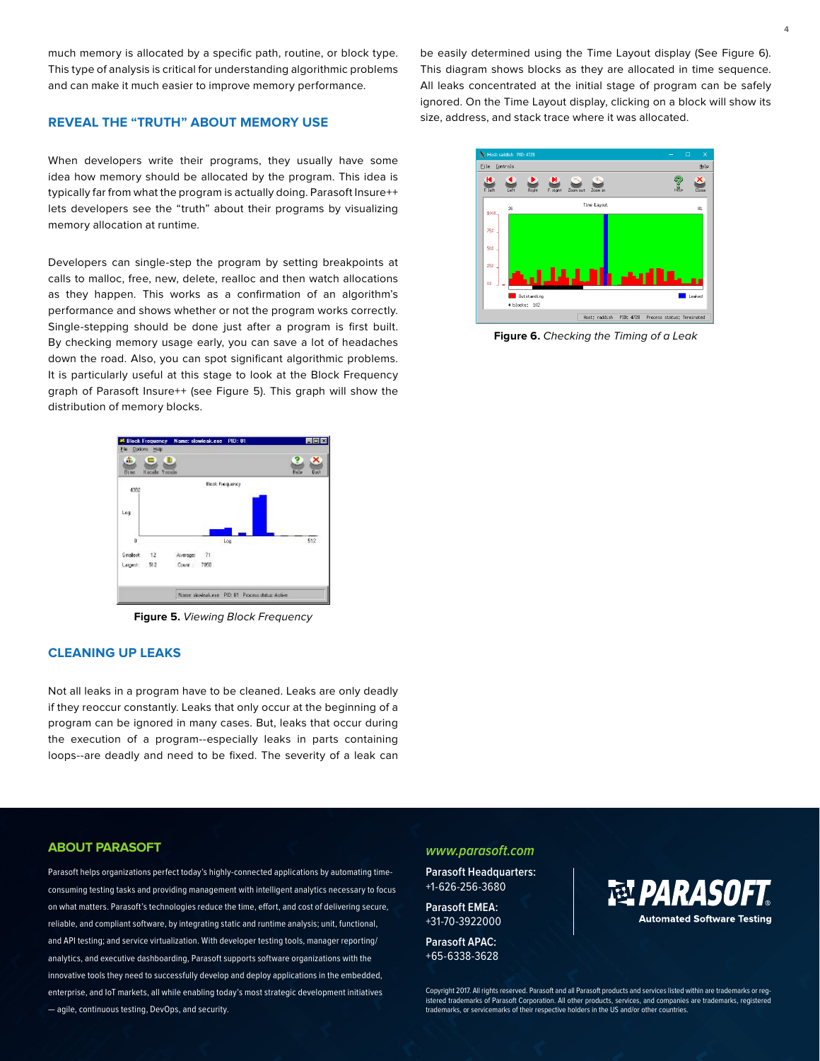much memory is allocated by a specific path, routine, or block type. This type of analysis is critical for understanding algorithmic problems and can make it much easier to improve memory performance.

## REVEAL THE "TRUTH" ABOUT MEMORY USE

When developers write their programs, they usually have some idea how memory should be allocated by the program. This idea is typically far from what the program is actually doing. Parasoft Insure++ lets developers see the "truth" about their programs by visualizing memory allocation at runtime.

Developers can single-step the program by setting breakpoints at calls to malloc, free, new, delete, realloc and then watch allocations as they happen. This works as a confirmation of an algorithm's performance and shows whether or not the program works correctly. Single-stepping should be done just after a program is first built. By checking memory usage early, you can save a lot of headaches down the road. Also, you can spot significant algorithmic problems. It is particularly useful at this stage to look at the Block Frequency graph of Parasoft Insure++ (see Figure 5). This graph will show the distribution of memory blocks.

**Figure 5.** *Viewing Block Frequency*

## CLEANING UP LEAKS

Not all leaks in a program have to be cleaned. Leaks are only deadly if they reoccur constantly. Leaks that only occur at the beginning of a program can be ignored in many cases. But, leaks that occur during the execution of a program--especially leaks in parts containing loops--are deadly and need to be fixed. The severity of a leak can be easily determined using the Time Layout display (See Figure 6). This diagram shows blocks as they are allocated in time sequence. All leaks concentrated at the initial stage of program can be safely ignored. On the Time Layout display, clicking on a block will show its size, address, and stack trace where it was allocated.

**Figure 6.** *Checking the Timing of a Leak*

## ABOUT PARASOFT

Parasoft helps organizations perfect today's highly-connected applications by automating time-consuming testing tasks and providing management with intelligent analytics necessary to focus on what matters. Parasoft's technologies reduce the time, effort, and cost of delivering secure, reliable, and compliant software, by integrating static and runtime analysis; unit, functional, and API testing; and service virtualization. With developer testing tools, manager reporting/analytics, and executive dashboarding, Parasoft supports software organizations with the innovative tools they need to successfully develop and deploy applications in the embedded, enterprise, and IoT markets, all while enabling today's most strategic development initiatives — agile, continuous testing, DevOps, and security.

*www.parasoft.com*

**Parasoft Headquarters:**
+1-626-256-3680

**Parasoft EMEA:**
+31-70-3922000

**Parasoft APAC:**
+65-6338-3628

PARASOFT
Automated Software Testing

Copyright 2017. All rights reserved. Parasoft and all Parasoft products and services listed within are trademarks or registered trademarks of Parasoft Corporation. All other products, services, and companies are trademarks, registered trademarks, or servicemarks of their respective holders in the US and/or other countries.